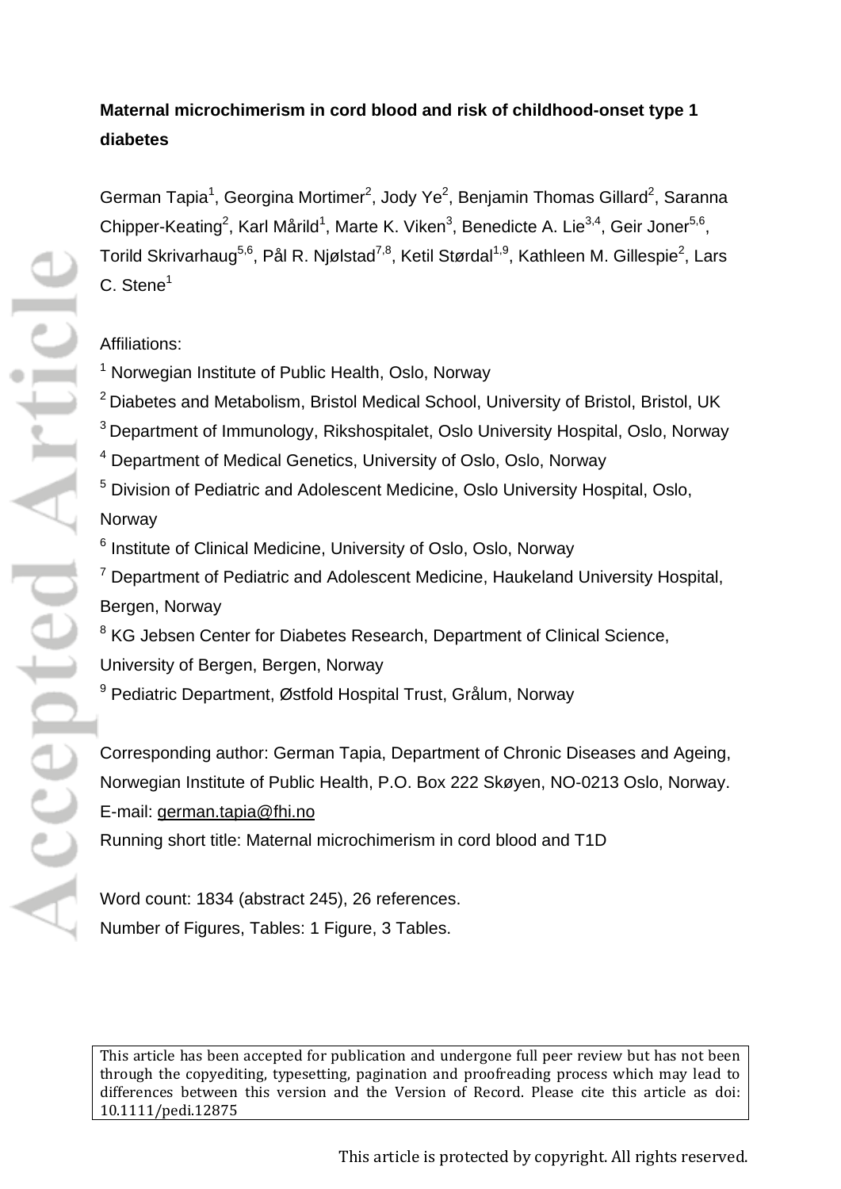**Maternal microchimerism in cord blood and risk of childhood-onset type 1 diabetes**

German Tapia[1], Georgina Mortimer[2], Jody Ye[2], Benjamin Thomas Gillard[2], Saranna Chipper-Keating[2], Karl Mårild[1], Marte K. Viken[3], Benedicte A. Lie[3,4], Geir Joner[5,6], Torild Skrivarhaug[5,6], Pål R. Njølstad[7,8], Ketil Størdal[1,9], Kathleen M. Gillespie[2], Lars C. Stene[1]

Affiliations:

[1] Norwegian Institute of Public Health, Oslo, Norway

[2] Diabetes and Metabolism, Bristol Medical School, University of Bristol, Bristol, UK

[3] Department of Immunology, Rikshospitalet, Oslo University Hospital, Oslo, Norway

[4] Department of Medical Genetics, University of Oslo, Oslo, Norway

[5] Division of Pediatric and Adolescent Medicine, Oslo University Hospital, Oslo, Norway

[6] Institute of Clinical Medicine, University of Oslo, Oslo, Norway

[7] Department of Pediatric and Adolescent Medicine, Haukeland University Hospital, Bergen, Norway

[8] KG Jebsen Center for Diabetes Research, Department of Clinical Science, University of Bergen, Bergen, Norway

[9] Pediatric Department, Østfold Hospital Trust, Grålum, Norway

Corresponding author: German Tapia, Department of Chronic Diseases and Ageing, Norwegian Institute of Public Health, P.O. Box 222 Skøyen, NO-0213 Oslo, Norway. E-mail: german.tapia@fhi.no

Running short title: Maternal microchimerism in cord blood and T1D

Word count: 1834 (abstract 245), 26 references.

Number of Figures, Tables: 1 Figure, 3 Tables.

This article has been accepted for publication and undergone full peer review but has not been through the copyediting, typesetting, pagination and proofreading process which may lead to differences between this version and the Version of Record. Please cite this article as doi: 10.1111/pedi.12875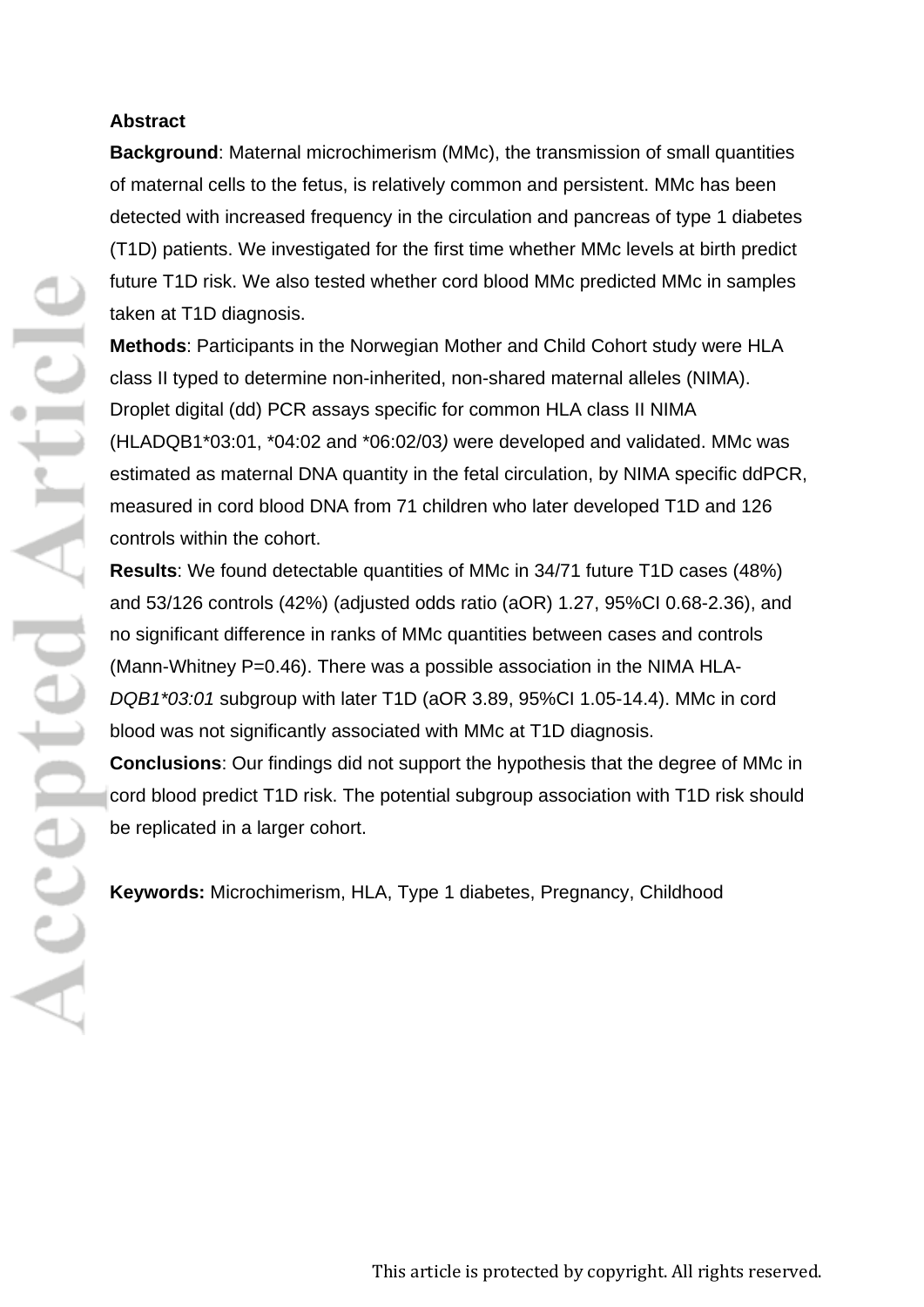**Abstract**

**Background**: Maternal microchimerism (MMc), the transmission of small quantities of maternal cells to the fetus, is relatively common and persistent. MMc has been detected with increased frequency in the circulation and pancreas of type 1 diabetes (T1D) patients. We investigated for the first time whether MMc levels at birth predict future T1D risk. We also tested whether cord blood MMc predicted MMc in samples taken at T1D diagnosis.

**Methods**: Participants in the Norwegian Mother and Child Cohort study were HLA class II typed to determine non-inherited, non-shared maternal alleles (NIMA). Droplet digital (dd) PCR assays specific for common HLA class II NIMA (HLADQB1*03:01, *04:02 and *06:02/03*)* were developed and validated. MMc was estimated as maternal DNA quantity in the fetal circulation, by NIMA specific ddPCR, measured in cord blood DNA from 71 children who later developed T1D and 126 controls within the cohort.

**Results**: We found detectable quantities of MMc in 34/71 future T1D cases (48%) and 53/126 controls (42%) (adjusted odds ratio (aOR) 1.27, 95%CI 0.68-2.36), and no significant difference in ranks of MMc quantities between cases and controls (Mann-Whitney P=0.46). There was a possible association in the NIMA HLA-*DQB1*03:01* subgroup with later T1D (aOR 3.89, 95%CI 1.05-14.4). MMc in cord blood was not significantly associated with MMc at T1D diagnosis.

**Conclusions**: Our findings did not support the hypothesis that the degree of MMc in cord blood predict T1D risk. The potential subgroup association with T1D risk should be replicated in a larger cohort.

**Keywords:** Microchimerism, HLA, Type 1 diabetes, Pregnancy, Childhood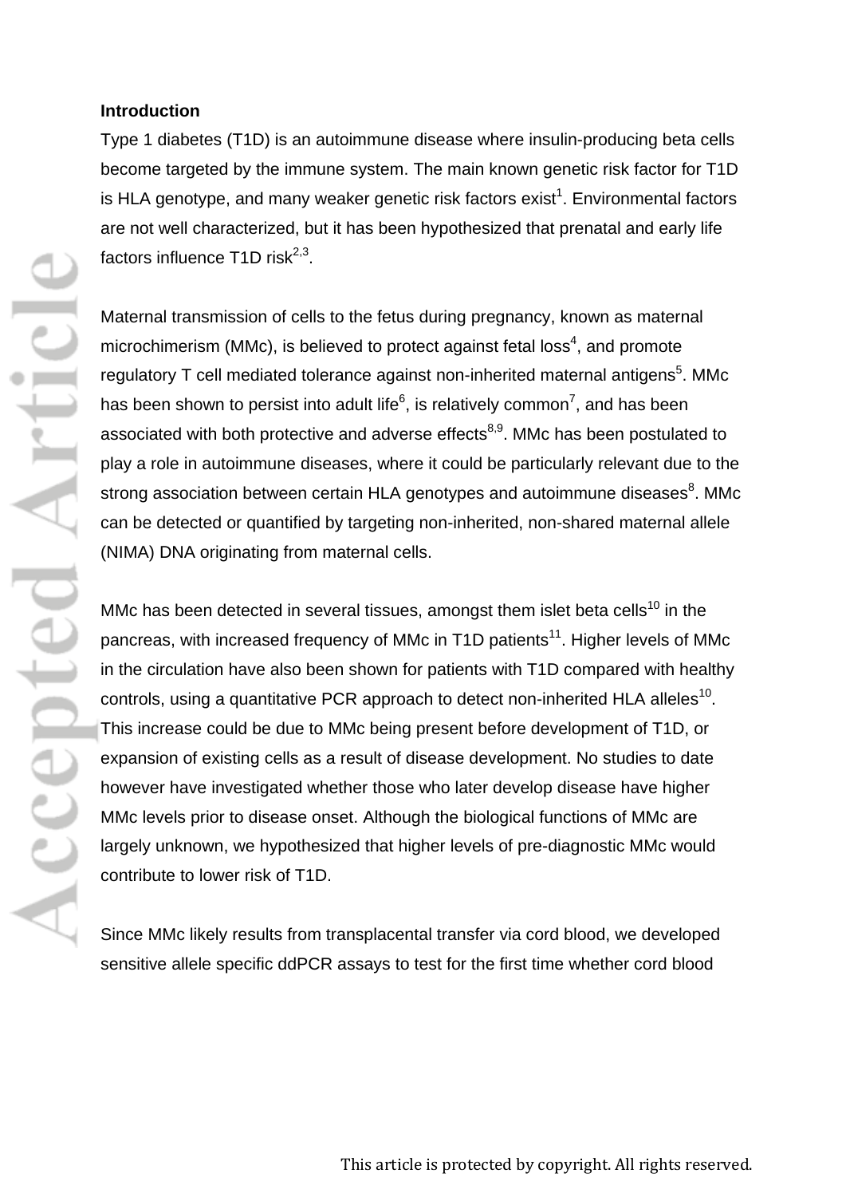**Introduction**

Type 1 diabetes (T1D) is an autoimmune disease where insulin-producing beta cells become targeted by the immune system. The main known genetic risk factor for T1D is HLA genotype, and many weaker genetic risk factors exist[1]. Environmental factors are not well characterized, but it has been hypothesized that prenatal and early life factors influence T1D risk[2,3].

Maternal transmission of cells to the fetus during pregnancy, known as maternal microchimerism (MMc), is believed to protect against fetal loss[4], and promote regulatory T cell mediated tolerance against non-inherited maternal antigens[5]. MMc has been shown to persist into adult life[6], is relatively common[7], and has been associated with both protective and adverse effects[8,9]. MMc has been postulated to play a role in autoimmune diseases, where it could be particularly relevant due to the strong association between certain HLA genotypes and autoimmune diseases[8]. MMc can be detected or quantified by targeting non-inherited, non-shared maternal allele (NIMA) DNA originating from maternal cells.

MMc has been detected in several tissues, amongst them islet beta cells[10] in the pancreas, with increased frequency of MMc in T1D patients[11]. Higher levels of MMc in the circulation have also been shown for patients with T1D compared with healthy controls, using a quantitative PCR approach to detect non-inherited HLA alleles[10]. This increase could be due to MMc being present before development of T1D, or expansion of existing cells as a result of disease development. No studies to date however have investigated whether those who later develop disease have higher MMc levels prior to disease onset. Although the biological functions of MMc are largely unknown, we hypothesized that higher levels of pre-diagnostic MMc would contribute to lower risk of T1D.

Since MMc likely results from transplacental transfer via cord blood, we developed sensitive allele specific ddPCR assays to test for the first time whether cord blood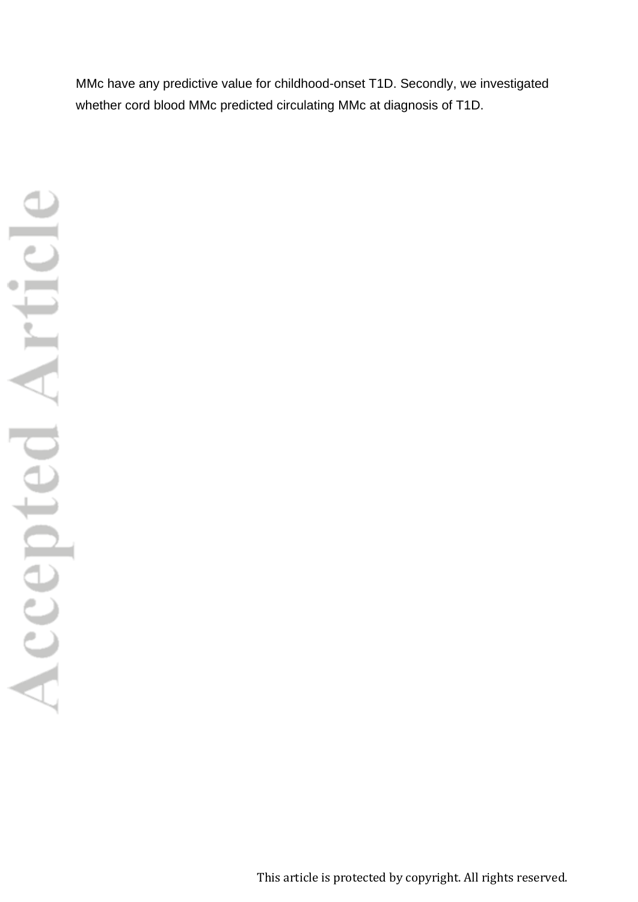MMc have any predictive value for childhood-onset T1D. Secondly, we investigated whether cord blood MMc predicted circulating MMc at diagnosis of T1D.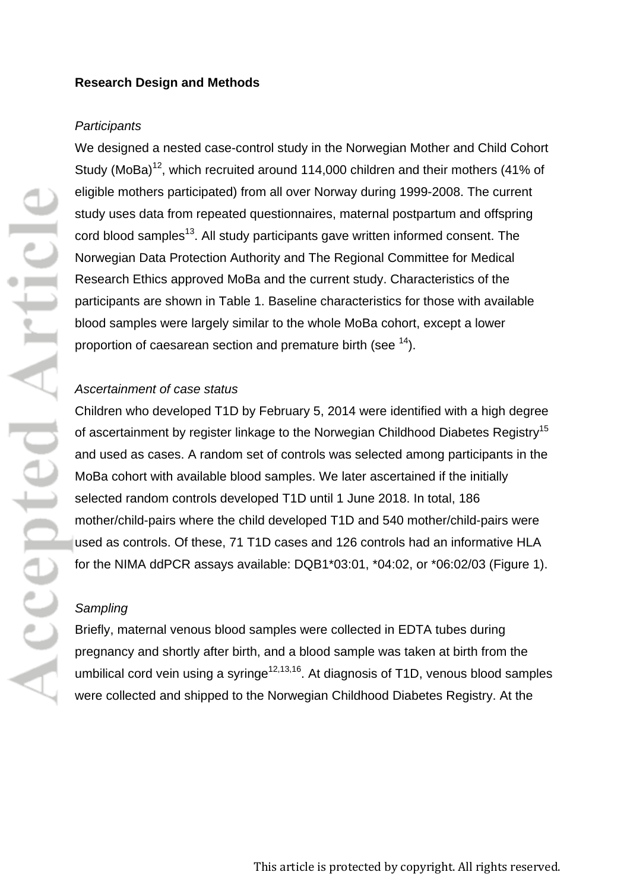**Research Design and Methods**

*Participants*

We designed a nested case-control study in the Norwegian Mother and Child Cohort Study (MoBa)[12], which recruited around 114,000 children and their mothers (41% of eligible mothers participated) from all over Norway during 1999-2008. The current study uses data from repeated questionnaires, maternal postpartum and offspring cord blood samples[13]. All study participants gave written informed consent. The Norwegian Data Protection Authority and The Regional Committee for Medical Research Ethics approved MoBa and the current study. Characteristics of the participants are shown in Table 1. Baseline characteristics for those with available blood samples were largely similar to the whole MoBa cohort, except a lower proportion of caesarean section and premature birth (see [14]).

*Ascertainment of case status*

Children who developed T1D by February 5, 2014 were identified with a high degree of ascertainment by register linkage to the Norwegian Childhood Diabetes Registry[15] and used as cases. A random set of controls was selected among participants in the MoBa cohort with available blood samples. We later ascertained if the initially selected random controls developed T1D until 1 June 2018. In total, 186 mother/child-pairs where the child developed T1D and 540 mother/child-pairs were used as controls. Of these, 71 T1D cases and 126 controls had an informative HLA for the NIMA ddPCR assays available: DQB1*03:01, *04:02, or *06:02/03 (Figure 1).

*Sampling*

Briefly, maternal venous blood samples were collected in EDTA tubes during pregnancy and shortly after birth, and a blood sample was taken at birth from the umbilical cord vein using a syringe[12,13,16]. At diagnosis of T1D, venous blood samples were collected and shipped to the Norwegian Childhood Diabetes Registry. At the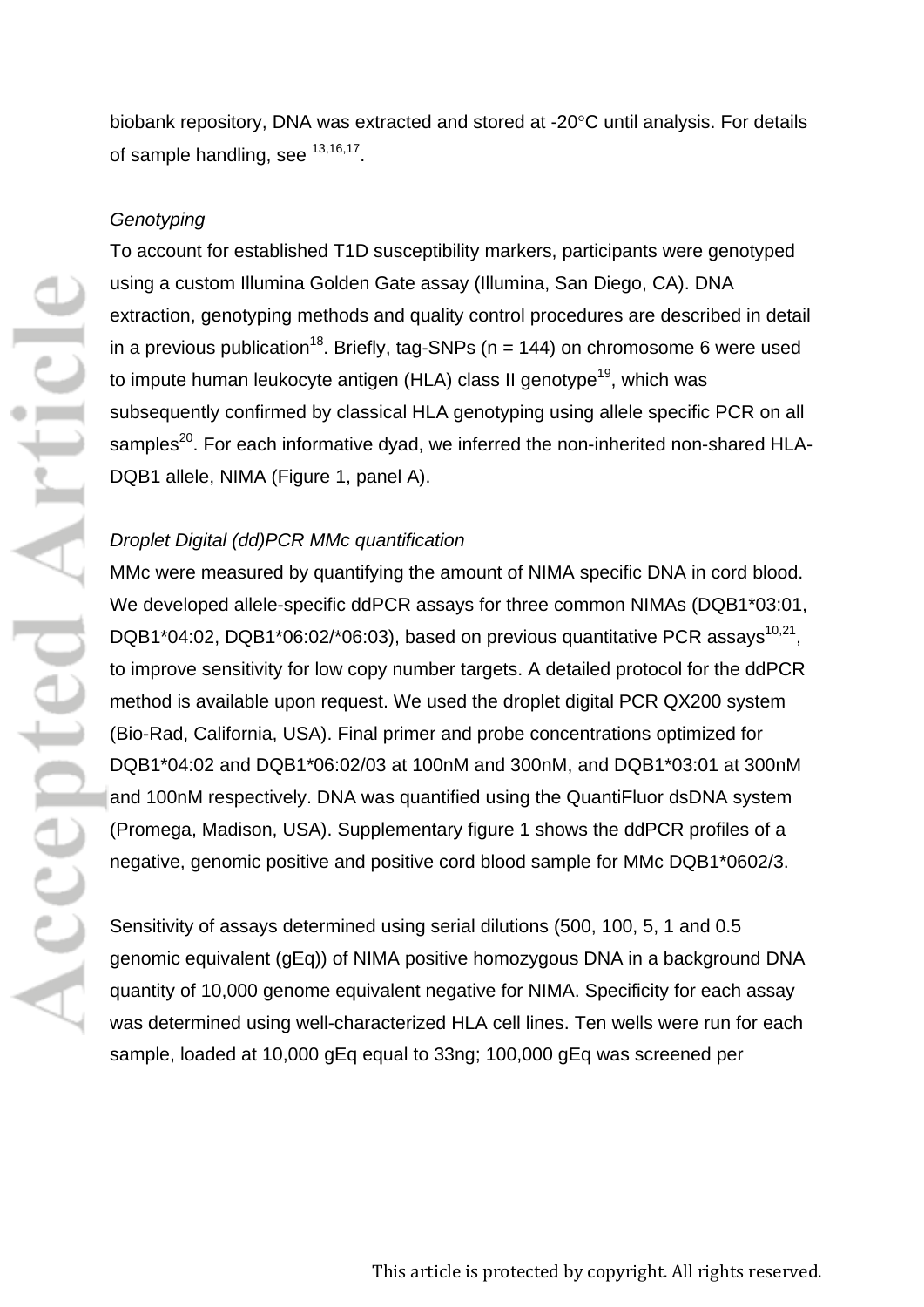biobank repository, DNA was extracted and stored at -20°C until analysis. For details of sample handling, see [13,16,17].

*Genotyping*

To account for established T1D susceptibility markers, participants were genotyped using a custom Illumina Golden Gate assay (Illumina, San Diego, CA). DNA extraction, genotyping methods and quality control procedures are described in detail in a previous publication[18]. Briefly, tag-SNPs (n = 144) on chromosome 6 were used to impute human leukocyte antigen (HLA) class II genotype[19], which was subsequently confirmed by classical HLA genotyping using allele specific PCR on all samples[20]. For each informative dyad, we inferred the non-inherited non-shared HLA-DQB1 allele, NIMA (Figure 1, panel A).

*Droplet Digital (dd)PCR MMc quantification*

MMc were measured by quantifying the amount of NIMA specific DNA in cord blood. We developed allele-specific ddPCR assays for three common NIMAs (DQB1*03:01, DQB1*04:02, DQB1*06:02/*06:03), based on previous quantitative PCR assays[10,21], to improve sensitivity for low copy number targets. A detailed protocol for the ddPCR method is available upon request. We used the droplet digital PCR QX200 system (Bio-Rad, California, USA). Final primer and probe concentrations optimized for DQB1*04:02 and DQB1*06:02/03 at 100nM and 300nM, and DQB1*03:01 at 300nM and 100nM respectively. DNA was quantified using the QuantiFluor dsDNA system (Promega, Madison, USA). Supplementary figure 1 shows the ddPCR profiles of a negative, genomic positive and positive cord blood sample for MMc DQB1*0602/3.

Sensitivity of assays determined using serial dilutions (500, 100, 5, 1 and 0.5 genomic equivalent (gEq)) of NIMA positive homozygous DNA in a background DNA quantity of 10,000 genome equivalent negative for NIMA. Specificity for each assay was determined using well-characterized HLA cell lines. Ten wells were run for each sample, loaded at 10,000 gEq equal to 33ng; 100,000 gEq was screened per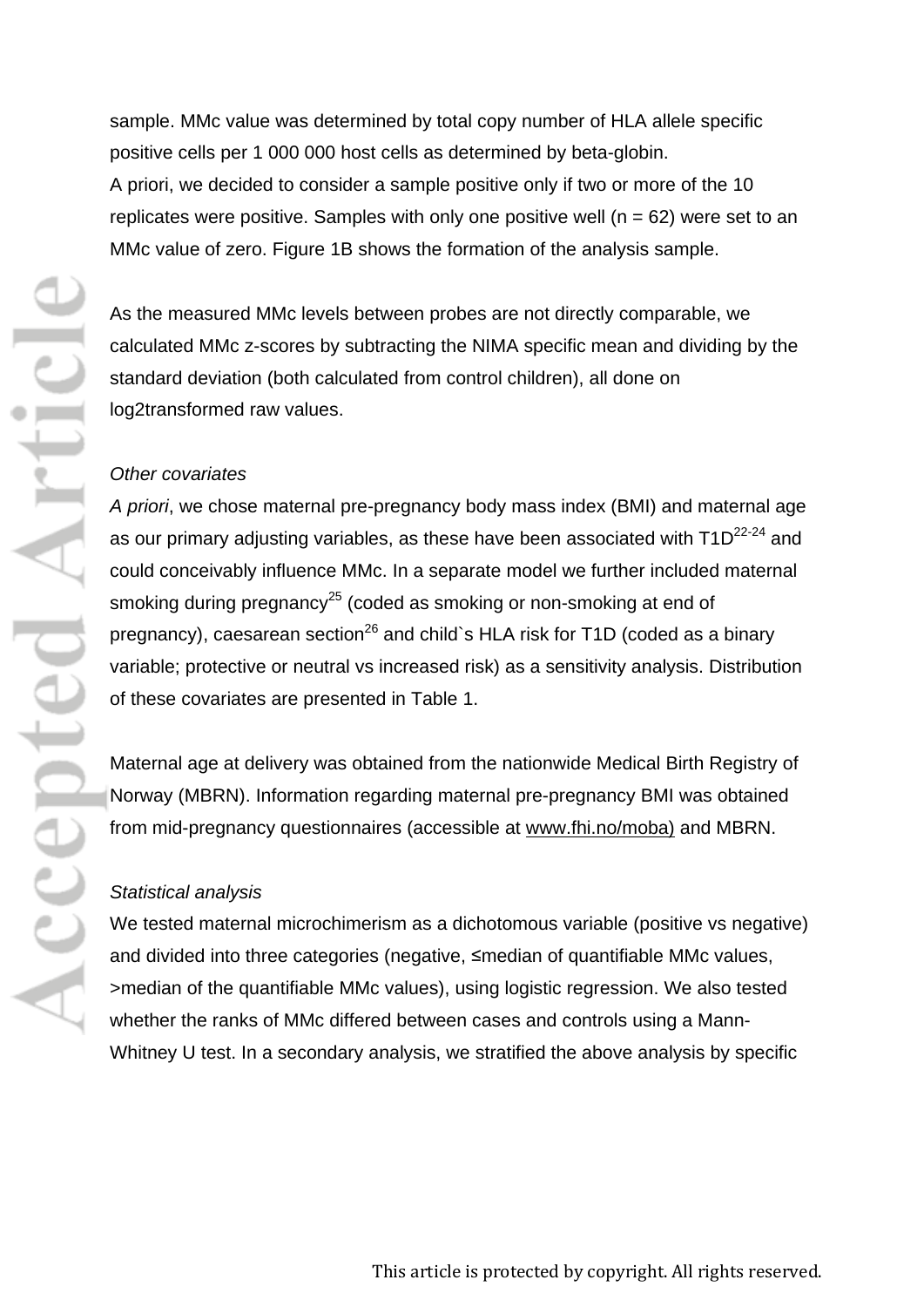sample. MMc value was determined by total copy number of HLA allele specific positive cells per 1 000 000 host cells as determined by beta-globin.
A priori, we decided to consider a sample positive only if two or more of the 10 replicates were positive. Samples with only one positive well (n = 62) were set to an MMc value of zero. Figure 1B shows the formation of the analysis sample.

As the measured MMc levels between probes are not directly comparable, we calculated MMc z-scores by subtracting the NIMA specific mean and dividing by the standard deviation (both calculated from control children), all done on log2transformed raw values.

*Other covariates*

*A priori*, we chose maternal pre-pregnancy body mass index (BMI) and maternal age as our primary adjusting variables, as these have been associated with T1D[22-24] and could conceivably influence MMc. In a separate model we further included maternal smoking during pregnancy[25] (coded as smoking or non-smoking at end of pregnancy), caesarean section[26] and child`s HLA risk for T1D (coded as a binary variable; protective or neutral vs increased risk) as a sensitivity analysis. Distribution of these covariates are presented in Table 1.

Maternal age at delivery was obtained from the nationwide Medical Birth Registry of Norway (MBRN). Information regarding maternal pre-pregnancy BMI was obtained from mid-pregnancy questionnaires (accessible at www.fhi.no/moba) and MBRN.

*Statistical analysis*

We tested maternal microchimerism as a dichotomous variable (positive vs negative) and divided into three categories (negative, ≤median of quantifiable MMc values, >median of the quantifiable MMc values), using logistic regression. We also tested whether the ranks of MMc differed between cases and controls using a Mann-Whitney U test. In a secondary analysis, we stratified the above analysis by specific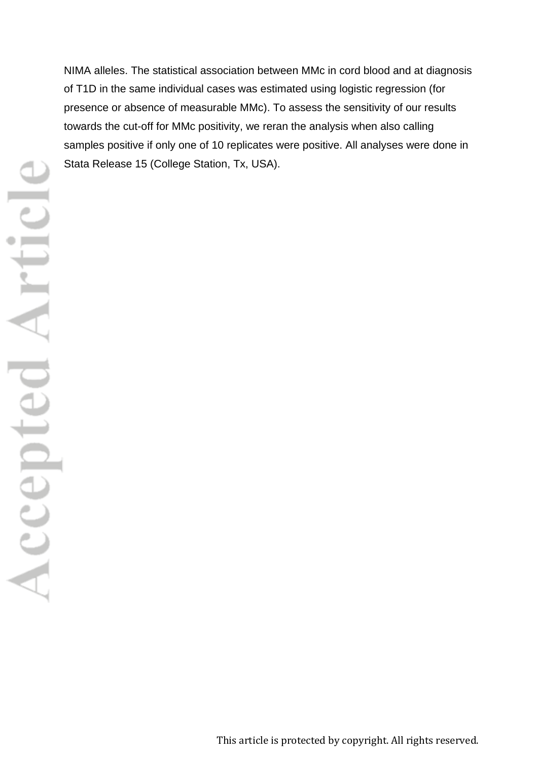NIMA alleles. The statistical association between MMc in cord blood and at diagnosis of T1D in the same individual cases was estimated using logistic regression (for presence or absence of measurable MMc). To assess the sensitivity of our results towards the cut-off for MMc positivity, we reran the analysis when also calling samples positive if only one of 10 replicates were positive. All analyses were done in Stata Release 15 (College Station, Tx, USA).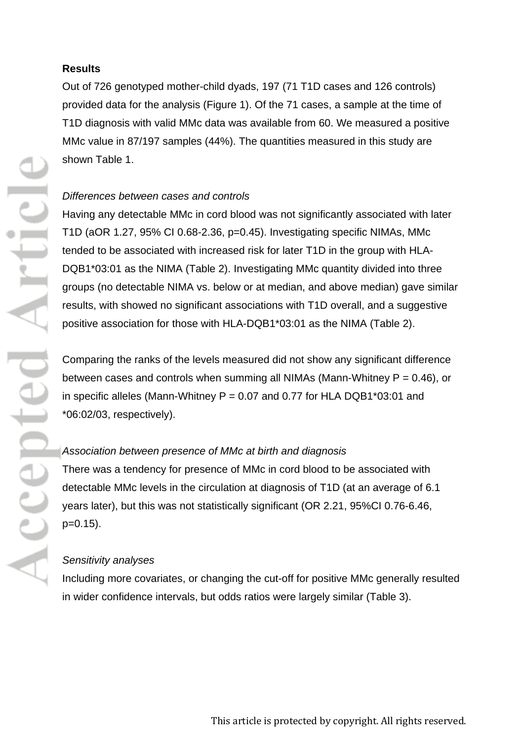**Results**

Out of 726 genotyped mother-child dyads, 197 (71 T1D cases and 126 controls) provided data for the analysis (Figure 1). Of the 71 cases, a sample at the time of T1D diagnosis with valid MMc data was available from 60. We measured a positive MMc value in 87/197 samples (44%). The quantities measured in this study are shown Table 1.

*Differences between cases and controls*

Having any detectable MMc in cord blood was not significantly associated with later T1D (aOR 1.27, 95% CI 0.68-2.36, p=0.45). Investigating specific NIMAs, MMc tended to be associated with increased risk for later T1D in the group with HLA-DQB1*03:01 as the NIMA (Table 2). Investigating MMc quantity divided into three groups (no detectable NIMA vs. below or at median, and above median) gave similar results, with showed no significant associations with T1D overall, and a suggestive positive association for those with HLA-DQB1*03:01 as the NIMA (Table 2).

Comparing the ranks of the levels measured did not show any significant difference between cases and controls when summing all NIMAs (Mann-Whitney P = 0.46), or in specific alleles (Mann-Whitney P = 0.07 and 0.77 for HLA DQB1*03:01 and *06:02/03, respectively).

*Association between presence of MMc at birth and diagnosis*

There was a tendency for presence of MMc in cord blood to be associated with detectable MMc levels in the circulation at diagnosis of T1D (at an average of 6.1 years later), but this was not statistically significant (OR 2.21, 95%CI 0.76-6.46, p=0.15).

*Sensitivity analyses*

Including more covariates, or changing the cut-off for positive MMc generally resulted in wider confidence intervals, but odds ratios were largely similar (Table 3).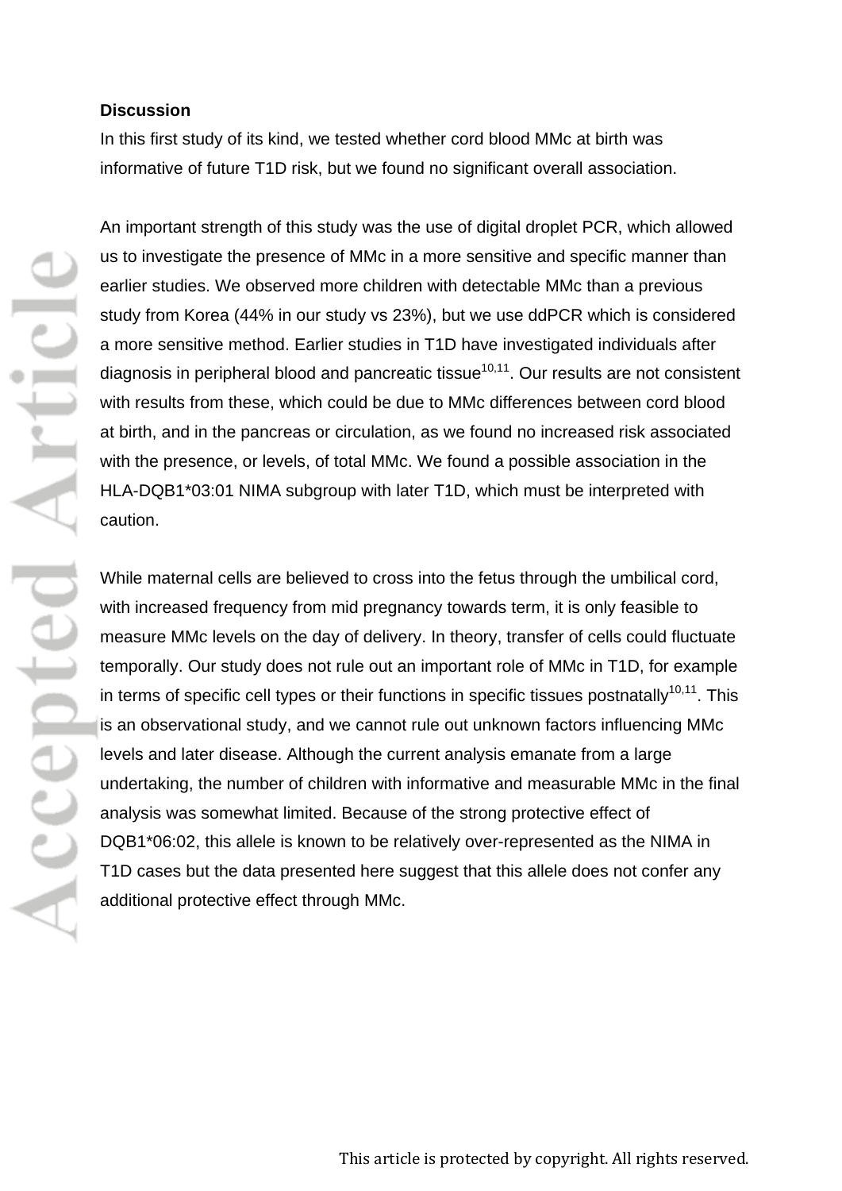**Discussion**

In this first study of its kind, we tested whether cord blood MMc at birth was informative of future T1D risk, but we found no significant overall association.

An important strength of this study was the use of digital droplet PCR, which allowed us to investigate the presence of MMc in a more sensitive and specific manner than earlier studies. We observed more children with detectable MMc than a previous study from Korea (44% in our study vs 23%), but we use ddPCR which is considered a more sensitive method. Earlier studies in T1D have investigated individuals after diagnosis in peripheral blood and pancreatic tissue[10,11]. Our results are not consistent with results from these, which could be due to MMc differences between cord blood at birth, and in the pancreas or circulation, as we found no increased risk associated with the presence, or levels, of total MMc. We found a possible association in the HLA-DQB1*03:01 NIMA subgroup with later T1D, which must be interpreted with caution.

While maternal cells are believed to cross into the fetus through the umbilical cord, with increased frequency from mid pregnancy towards term, it is only feasible to measure MMc levels on the day of delivery. In theory, transfer of cells could fluctuate temporally. Our study does not rule out an important role of MMc in T1D, for example in terms of specific cell types or their functions in specific tissues postnatally[10,11]. This is an observational study, and we cannot rule out unknown factors influencing MMc levels and later disease. Although the current analysis emanate from a large undertaking, the number of children with informative and measurable MMc in the final analysis was somewhat limited. Because of the strong protective effect of DQB1*06:02, this allele is known to be relatively over-represented as the NIMA in T1D cases but the data presented here suggest that this allele does not confer any additional protective effect through MMc.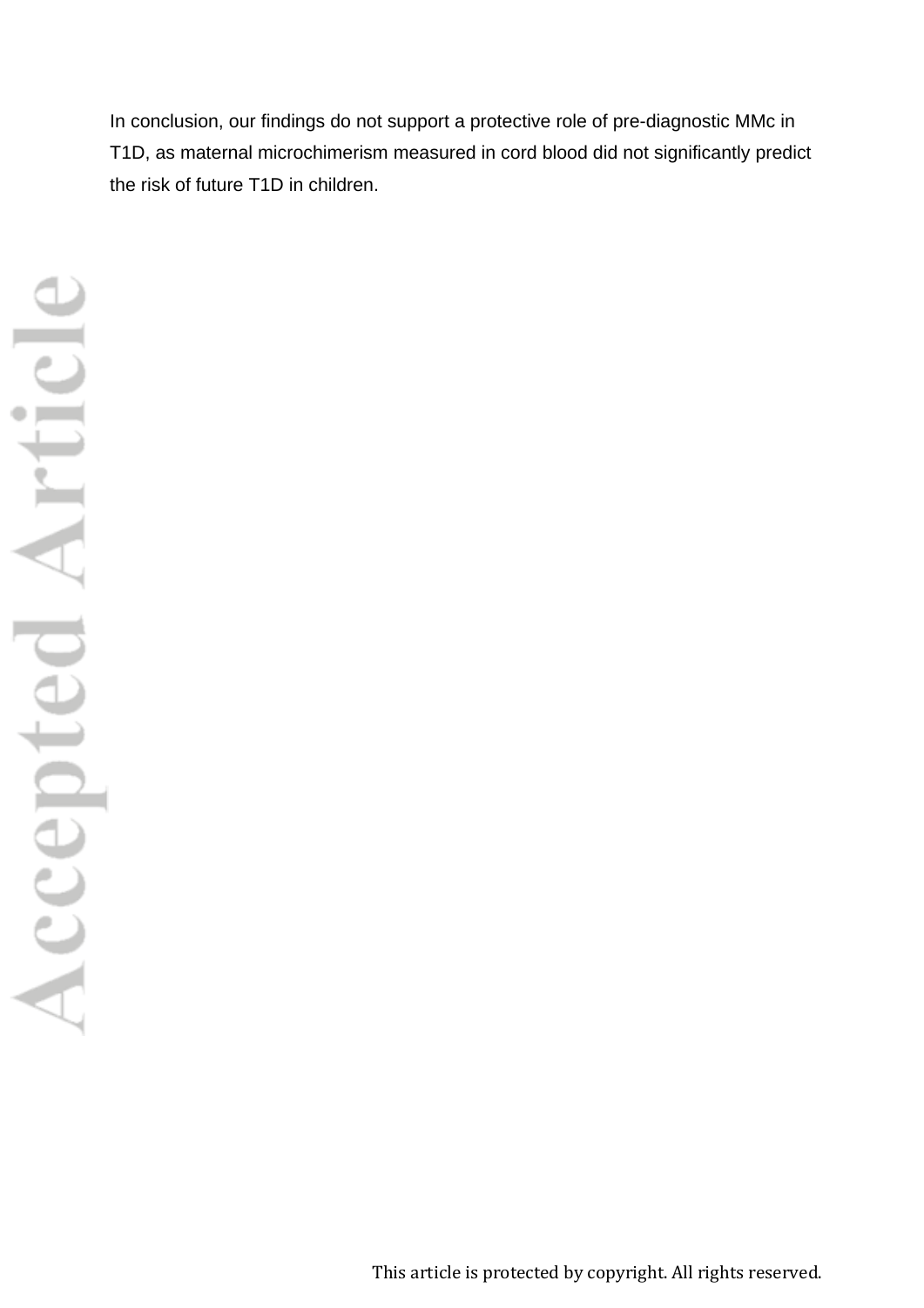In conclusion, our findings do not support a protective role of pre-diagnostic MMc in T1D, as maternal microchimerism measured in cord blood did not significantly predict the risk of future T1D in children.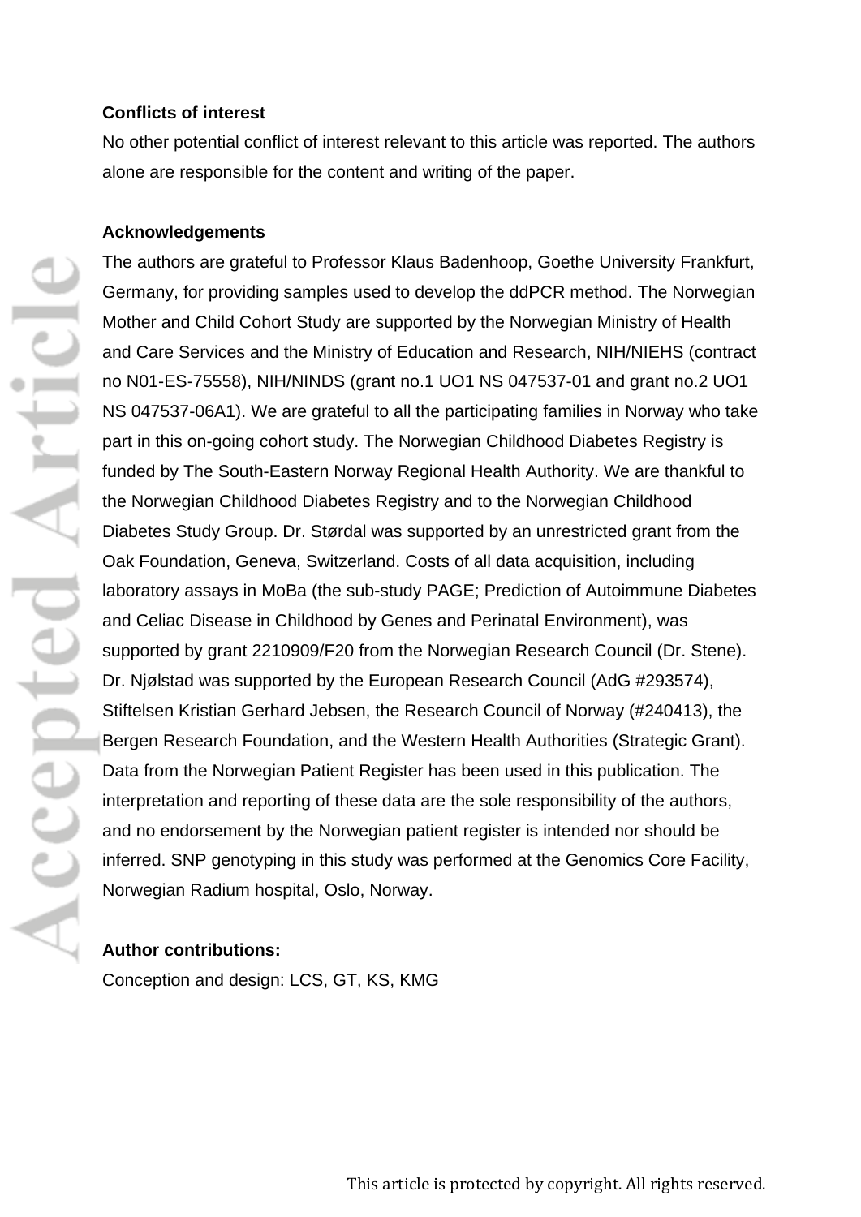**Conflicts of interest**

No other potential conflict of interest relevant to this article was reported. The authors alone are responsible for the content and writing of the paper.

**Acknowledgements**

The authors are grateful to Professor Klaus Badenhoop, Goethe University Frankfurt, Germany, for providing samples used to develop the ddPCR method. The Norwegian Mother and Child Cohort Study are supported by the Norwegian Ministry of Health and Care Services and the Ministry of Education and Research, NIH/NIEHS (contract no N01-ES-75558), NIH/NINDS (grant no.1 UO1 NS 047537-01 and grant no.2 UO1 NS 047537-06A1). We are grateful to all the participating families in Norway who take part in this on-going cohort study. The Norwegian Childhood Diabetes Registry is funded by The South-Eastern Norway Regional Health Authority. We are thankful to the Norwegian Childhood Diabetes Registry and to the Norwegian Childhood Diabetes Study Group. Dr. Størdal was supported by an unrestricted grant from the Oak Foundation, Geneva, Switzerland. Costs of all data acquisition, including laboratory assays in MoBa (the sub-study PAGE; Prediction of Autoimmune Diabetes and Celiac Disease in Childhood by Genes and Perinatal Environment), was supported by grant 2210909/F20 from the Norwegian Research Council (Dr. Stene). Dr. Njølstad was supported by the European Research Council (AdG #293574), Stiftelsen Kristian Gerhard Jebsen, the Research Council of Norway (#240413), the Bergen Research Foundation, and the Western Health Authorities (Strategic Grant). Data from the Norwegian Patient Register has been used in this publication. The interpretation and reporting of these data are the sole responsibility of the authors, and no endorsement by the Norwegian patient register is intended nor should be inferred. SNP genotyping in this study was performed at the Genomics Core Facility, Norwegian Radium hospital, Oslo, Norway.

**Author contributions:**

Conception and design: LCS, GT, KS, KMG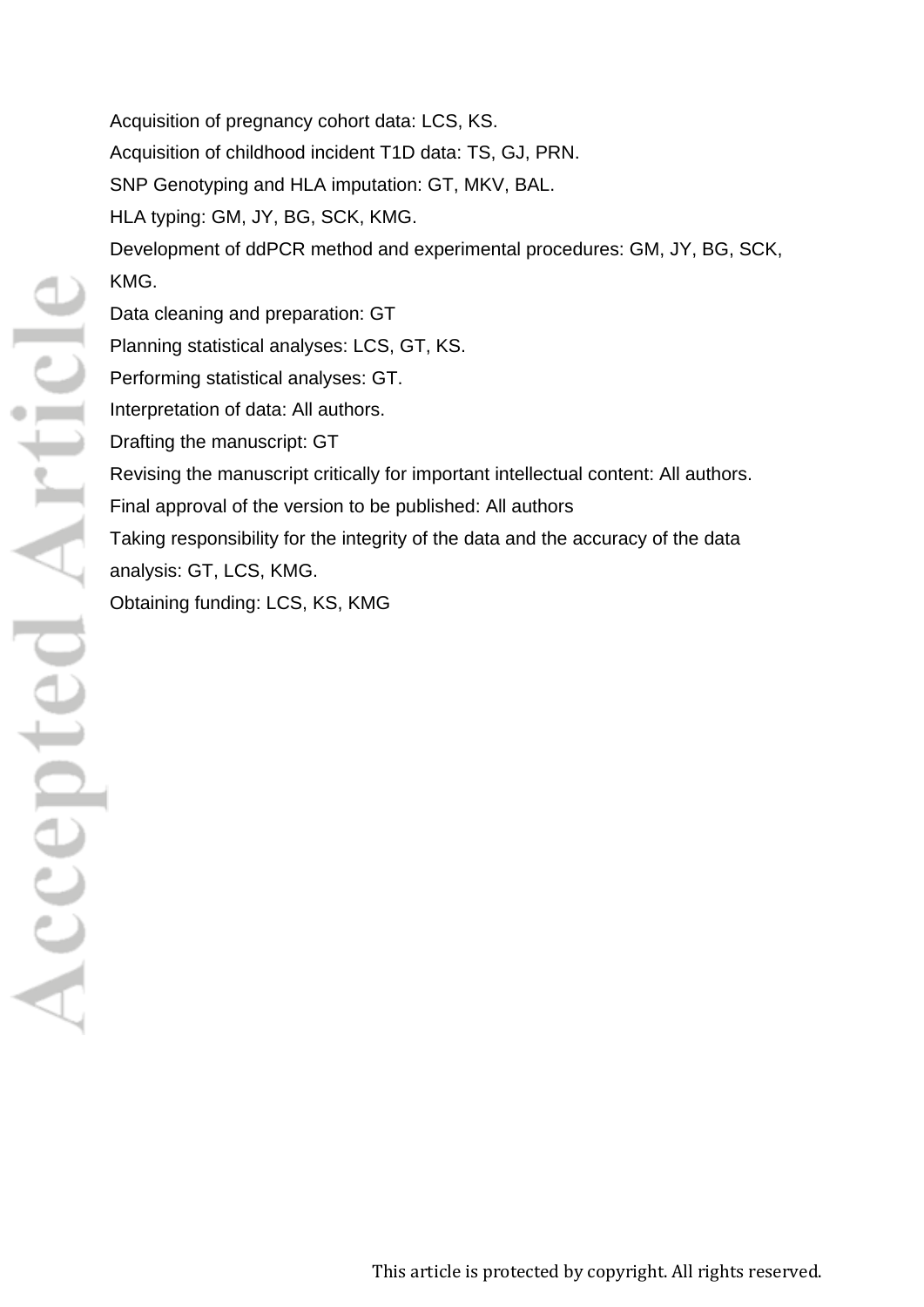Acquisition of pregnancy cohort data: LCS, KS.

Acquisition of childhood incident T1D data: TS, GJ, PRN.

SNP Genotyping and HLA imputation: GT, MKV, BAL.

HLA typing: GM, JY, BG, SCK, KMG.

Development of ddPCR method and experimental procedures: GM, JY, BG, SCK, KMG.

Data cleaning and preparation: GT

Planning statistical analyses: LCS, GT, KS.

Performing statistical analyses: GT.

Interpretation of data: All authors.

Drafting the manuscript: GT

Revising the manuscript critically for important intellectual content: All authors.

Final approval of the version to be published: All authors

Taking responsibility for the integrity of the data and the accuracy of the data analysis: GT, LCS, KMG.

Obtaining funding: LCS, KS, KMG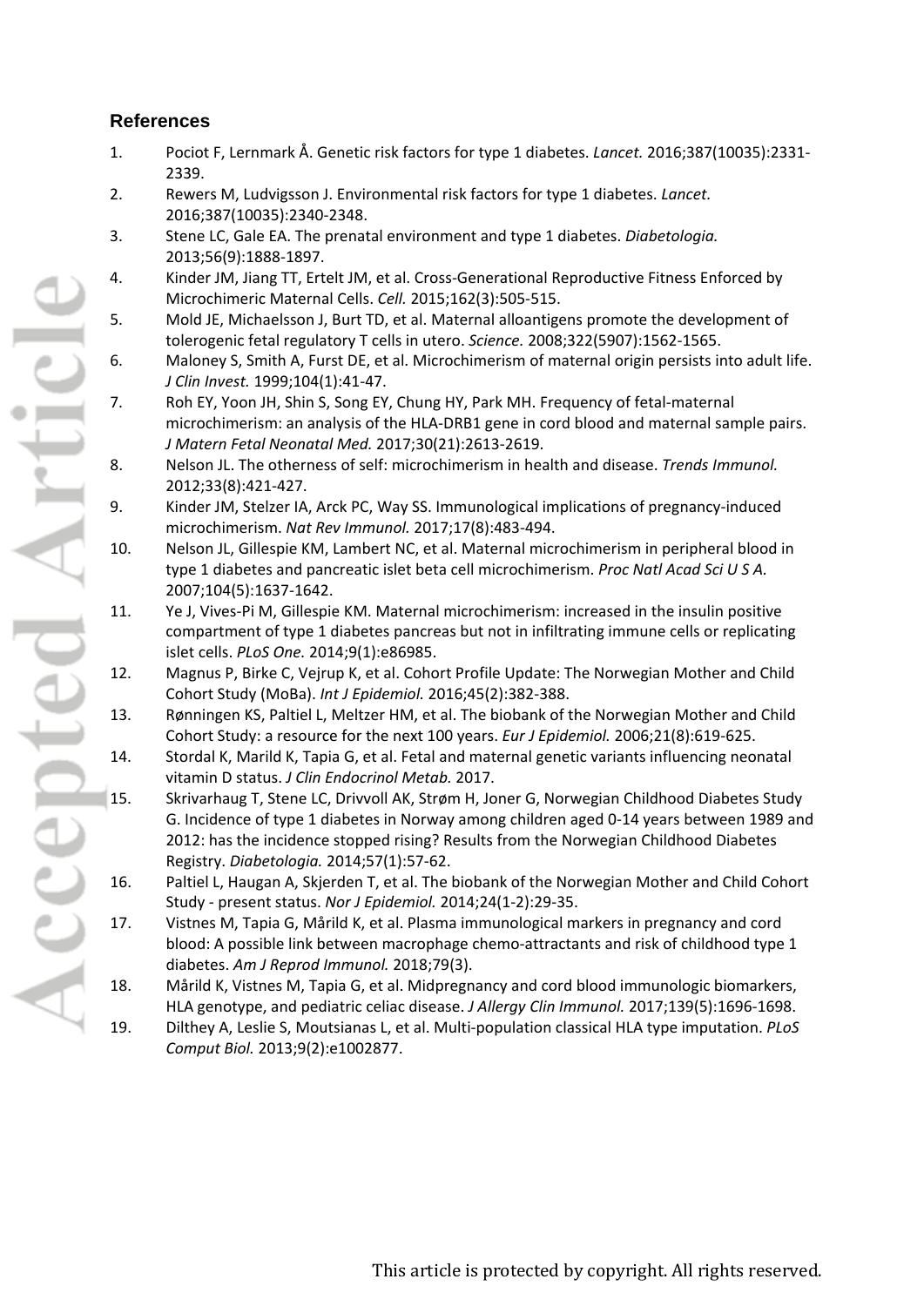## References

1. Pociot F, Lernmark Å. Genetic risk factors for type 1 diabetes. *Lancet.* 2016;387(10035):2331-2339.
2. Rewers M, Ludvigsson J. Environmental risk factors for type 1 diabetes. *Lancet.* 2016;387(10035):2340-2348.
3. Stene LC, Gale EA. The prenatal environment and type 1 diabetes. *Diabetologia.* 2013;56(9):1888-1897.
4. Kinder JM, Jiang TT, Ertelt JM, et al. Cross-Generational Reproductive Fitness Enforced by Microchimeric Maternal Cells. *Cell.* 2015;162(3):505-515.
5. Mold JE, Michaelsson J, Burt TD, et al. Maternal alloantigens promote the development of tolerogenic fetal regulatory T cells in utero. *Science.* 2008;322(5907):1562-1565.
6. Maloney S, Smith A, Furst DE, et al. Microchimerism of maternal origin persists into adult life. *J Clin Invest.* 1999;104(1):41-47.
7. Roh EY, Yoon JH, Shin S, Song EY, Chung HY, Park MH. Frequency of fetal-maternal microchimerism: an analysis of the HLA-DRB1 gene in cord blood and maternal sample pairs. *J Matern Fetal Neonatal Med.* 2017;30(21):2613-2619.
8. Nelson JL. The otherness of self: microchimerism in health and disease. *Trends Immunol.* 2012;33(8):421-427.
9. Kinder JM, Stelzer IA, Arck PC, Way SS. Immunological implications of pregnancy-induced microchimerism. *Nat Rev Immunol.* 2017;17(8):483-494.
10. Nelson JL, Gillespie KM, Lambert NC, et al. Maternal microchimerism in peripheral blood in type 1 diabetes and pancreatic islet beta cell microchimerism. *Proc Natl Acad Sci U S A.* 2007;104(5):1637-1642.
11. Ye J, Vives-Pi M, Gillespie KM. Maternal microchimerism: increased in the insulin positive compartment of type 1 diabetes pancreas but not in infiltrating immune cells or replicating islet cells. *PLoS One.* 2014;9(1):e86985.
12. Magnus P, Birke C, Vejrup K, et al. Cohort Profile Update: The Norwegian Mother and Child Cohort Study (MoBa). *Int J Epidemiol.* 2016;45(2):382-388.
13. Rønningen KS, Paltiel L, Meltzer HM, et al. The biobank of the Norwegian Mother and Child Cohort Study: a resource for the next 100 years. *Eur J Epidemiol.* 2006;21(8):619-625.
14. Stordal K, Marild K, Tapia G, et al. Fetal and maternal genetic variants influencing neonatal vitamin D status. *J Clin Endocrinol Metab.* 2017.
15. Skrivarhaug T, Stene LC, Drivvoll AK, Strøm H, Joner G, Norwegian Childhood Diabetes Study G. Incidence of type 1 diabetes in Norway among children aged 0-14 years between 1989 and 2012: has the incidence stopped rising? Results from the Norwegian Childhood Diabetes Registry. *Diabetologia.* 2014;57(1):57-62.
16. Paltiel L, Haugan A, Skjerden T, et al. The biobank of the Norwegian Mother and Child Cohort Study - present status. *Nor J Epidemiol.* 2014;24(1-2):29-35.
17. Vistnes M, Tapia G, Mårild K, et al. Plasma immunological markers in pregnancy and cord blood: A possible link between macrophage chemo-attractants and risk of childhood type 1 diabetes. *Am J Reprod Immunol.* 2018;79(3).
18. Mårild K, Vistnes M, Tapia G, et al. Midpregnancy and cord blood immunologic biomarkers, HLA genotype, and pediatric celiac disease. *J Allergy Clin Immunol.* 2017;139(5):1696-1698.
19. Dilthey A, Leslie S, Moutsianas L, et al. Multi-population classical HLA type imputation. *PLoS Comput Biol.* 2013;9(2):e1002877.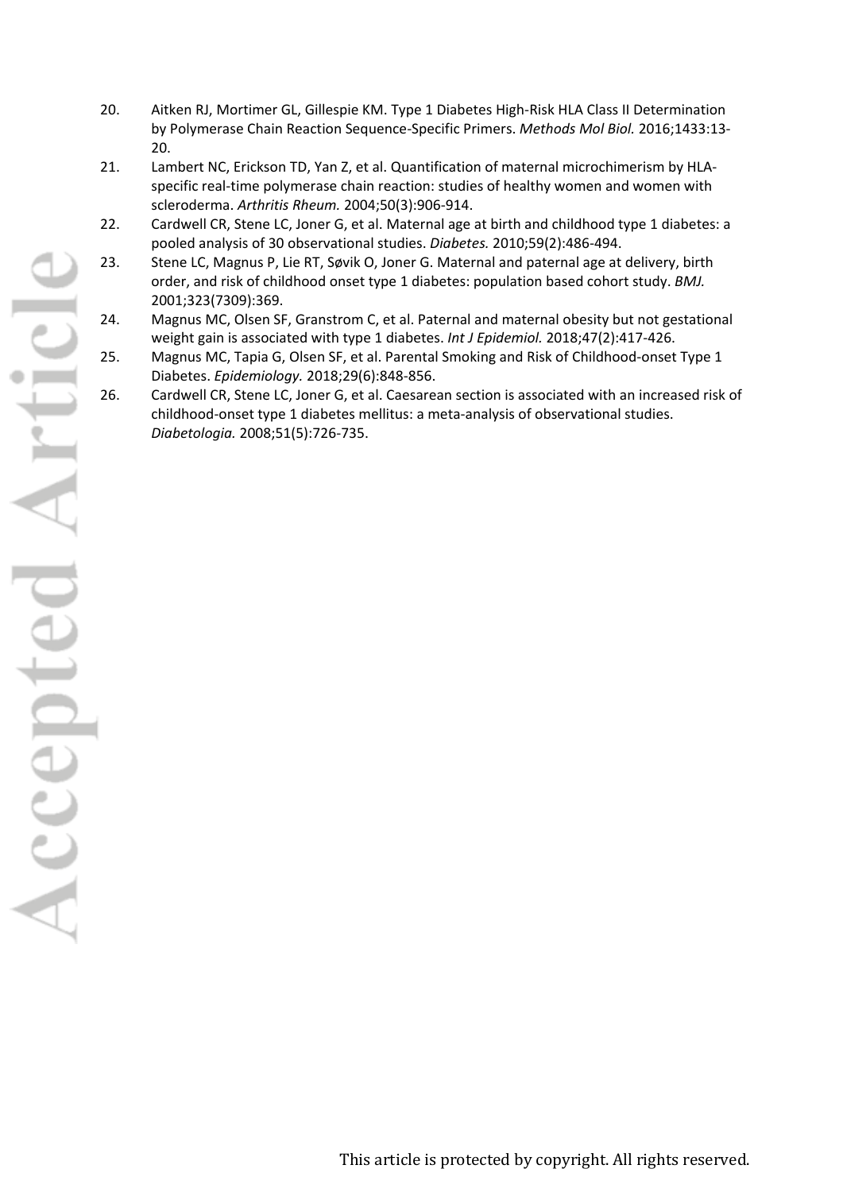20. Aitken RJ, Mortimer GL, Gillespie KM. Type 1 Diabetes High-Risk HLA Class II Determination by Polymerase Chain Reaction Sequence-Specific Primers. *Methods Mol Biol.* 2016;1433:13-20.
21. Lambert NC, Erickson TD, Yan Z, et al. Quantification of maternal microchimerism by HLA-specific real-time polymerase chain reaction: studies of healthy women and women with scleroderma. *Arthritis Rheum.* 2004;50(3):906-914.
22. Cardwell CR, Stene LC, Joner G, et al. Maternal age at birth and childhood type 1 diabetes: a pooled analysis of 30 observational studies. *Diabetes.* 2010;59(2):486-494.
23. Stene LC, Magnus P, Lie RT, Søvik O, Joner G. Maternal and paternal age at delivery, birth order, and risk of childhood onset type 1 diabetes: population based cohort study. *BMJ.* 2001;323(7309):369.
24. Magnus MC, Olsen SF, Granstrom C, et al. Paternal and maternal obesity but not gestational weight gain is associated with type 1 diabetes. *Int J Epidemiol.* 2018;47(2):417-426.
25. Magnus MC, Tapia G, Olsen SF, et al. Parental Smoking and Risk of Childhood-onset Type 1 Diabetes. *Epidemiology.* 2018;29(6):848-856.
26. Cardwell CR, Stene LC, Joner G, et al. Caesarean section is associated with an increased risk of childhood-onset type 1 diabetes mellitus: a meta-analysis of observational studies. *Diabetologia.* 2008;51(5):726-735.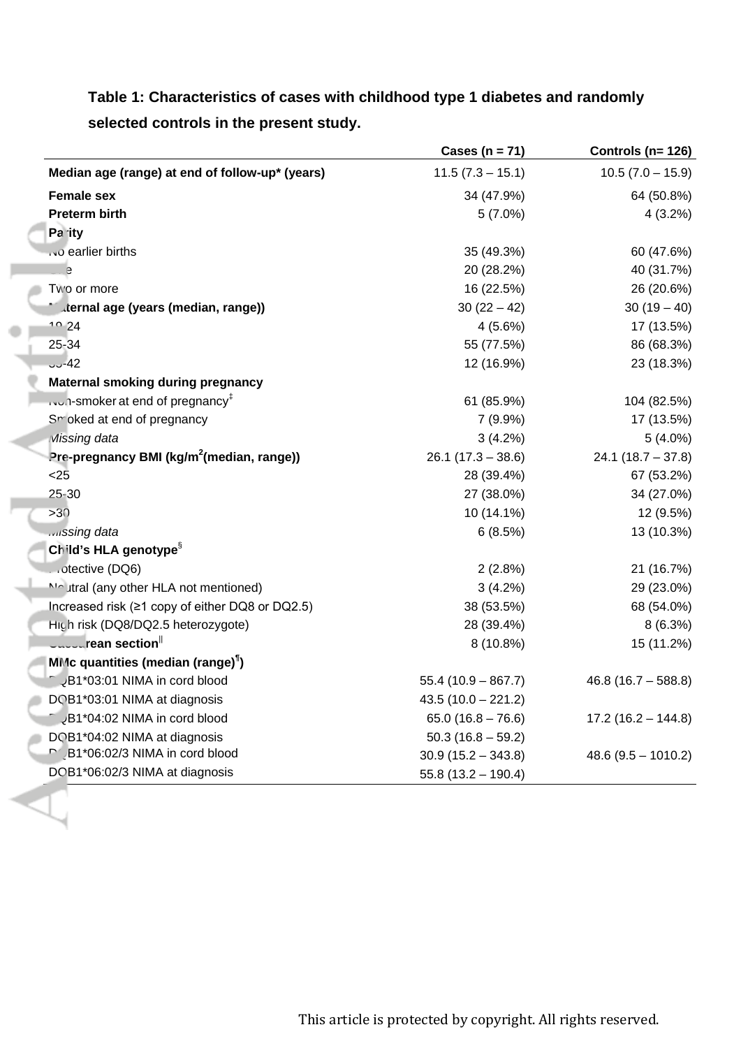**Table 1: Characteristics of cases with childhood type 1 diabetes and randomly selected controls in the present study.**

| | Cases (n = 71) | Controls (n= 126) |
|---|---|---|
| **Median age (range) at end of follow-up* (years)** | 11.5 (7.3 – 15.1) | 10.5 (7.0 – 15.9) |
| **Female sex** | 34 (47.9%) | 64 (50.8%) |
| **Preterm birth** | 5 (7.0%) | 4 (3.2%) |
| **Parity** | | |
| No earlier births | 35 (49.3%) | 60 (47.6%) |
| One | 20 (28.2%) | 40 (31.7%) |
| Two or more | 16 (22.5%) | 26 (20.6%) |
| **Maternal age (years (median, range))** | 30 (22 – 42) | 30 (19 – 40) |
| 19-24 | 4 (5.6%) | 17 (13.5%) |
| 25-34 | 55 (77.5%) | 86 (68.3%) |
| 35-42 | 12 (16.9%) | 23 (18.3%) |
| **Maternal smoking during pregnancy** | | |
| Non-smoker at end of pregnancy[‡] | 61 (85.9%) | 104 (82.5%) |
| Smoked at end of pregnancy | 7 (9.9%) | 17 (13.5%) |
| *Missing data* | 3 (4.2%) | 5 (4.0%) |
| **Pre-pregnancy BMI (kg/m$^2$(median, range))** | 26.1 (17.3 – 38.6) | 24.1 (18.7 – 37.8) |
| <25 | 28 (39.4%) | 67 (53.2%) |
| 25-30 | 27 (38.0%) | 34 (27.0%) |
| >30 | 10 (14.1%) | 12 (9.5%) |
| *Missing data* | 6 (8.5%) | 13 (10.3%) |
| **Child's HLA genotype**[§] | | |
| Protective (DQ6) | 2 (2.8%) | 21 (16.7%) |
| Neutral (any other HLA not mentioned) | 3 (4.2%) | 29 (23.0%) |
| Increased risk (≥1 copy of either DQ8 or DQ2.5) | 38 (53.5%) | 68 (54.0%) |
| High risk (DQ8/DQ2.5 heterozygote) | 28 (39.4%) | 8 (6.3%) |
| **Caesarean section**[‖] | 8 (10.8%) | 15 (11.2%) |
| **MMc quantities (median (range)**[¶]**)** | | |
| DQB1*03:01 NIMA in cord blood | 55.4 (10.9 – 867.7) | 46.8 (16.7 – 588.8) |
| DQB1*03:01 NIMA at diagnosis | 43.5 (10.0 – 221.2) | |
| DQB1*04:02 NIMA in cord blood | 65.0 (16.8 – 76.6) | 17.2 (16.2 – 144.8) |
| DQB1*04:02 NIMA at diagnosis | 50.3 (16.8 – 59.2) | |
| DQB1*06:02/3 NIMA in cord blood | 30.9 (15.2 – 343.8) | 48.6 (9.5 – 1010.2) |
| DQB1*06:02/3 NIMA at diagnosis | 55.8 (13.2 – 190.4) | |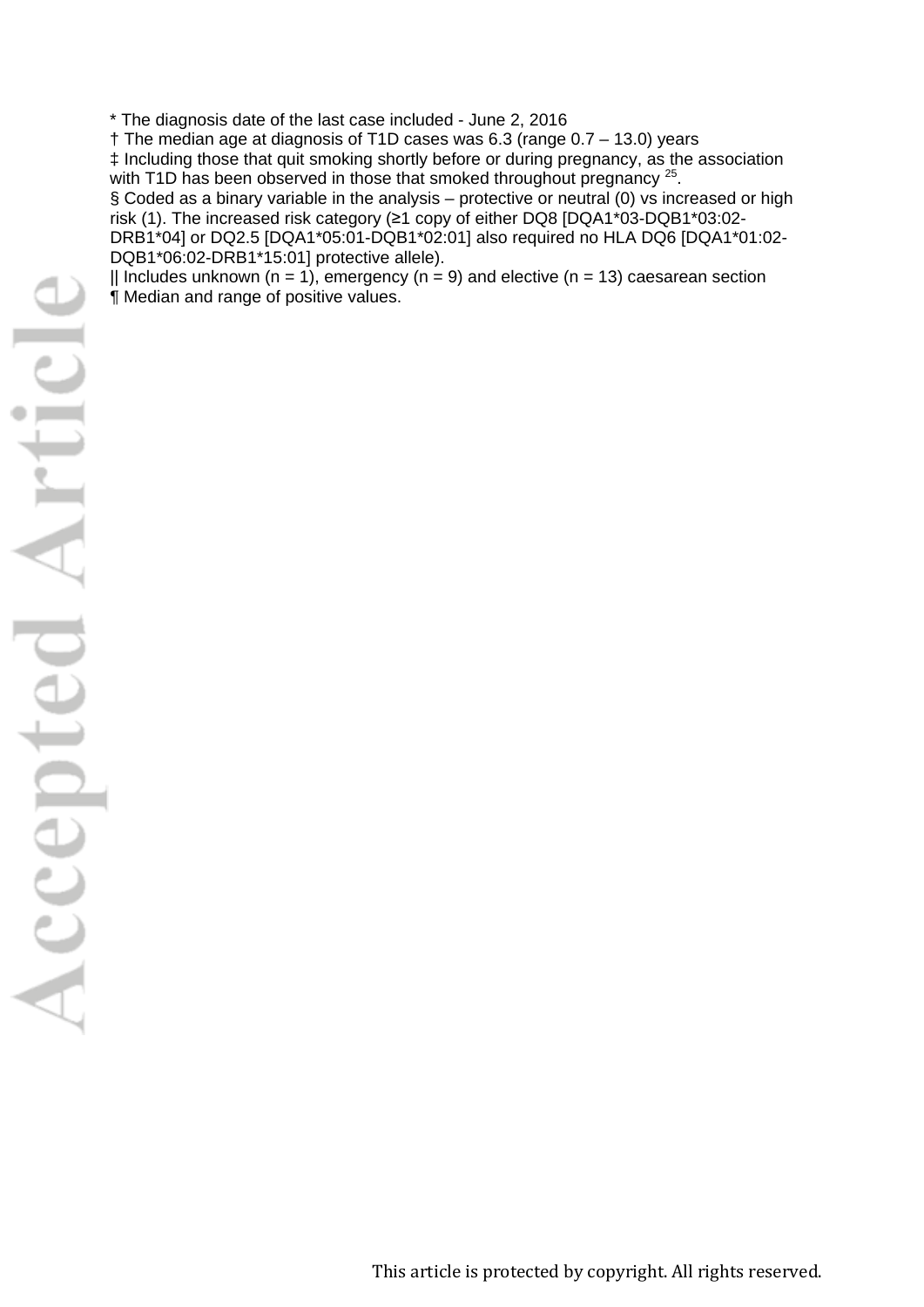* The diagnosis date of the last case included - June 2, 2016

† The median age at diagnosis of T1D cases was 6.3 (range 0.7 – 13.0) years

‡ Including those that quit smoking shortly before or during pregnancy, as the association with T1D has been observed in those that smoked throughout pregnancy [25].

§ Coded as a binary variable in the analysis – protective or neutral (0) vs increased or high risk (1). The increased risk category (≥1 copy of either DQ8 [DQA1*03-DQB1*03:02-DRB1*04] or DQ2.5 [DQA1*05:01-DQB1*02:01] also required no HLA DQ6 [DQA1*01:02-DQB1*06:02-DRB1*15:01] protective allele).

|| Includes unknown (n = 1), emergency (n = 9) and elective (n = 13) caesarean section

¶ Median and range of positive values.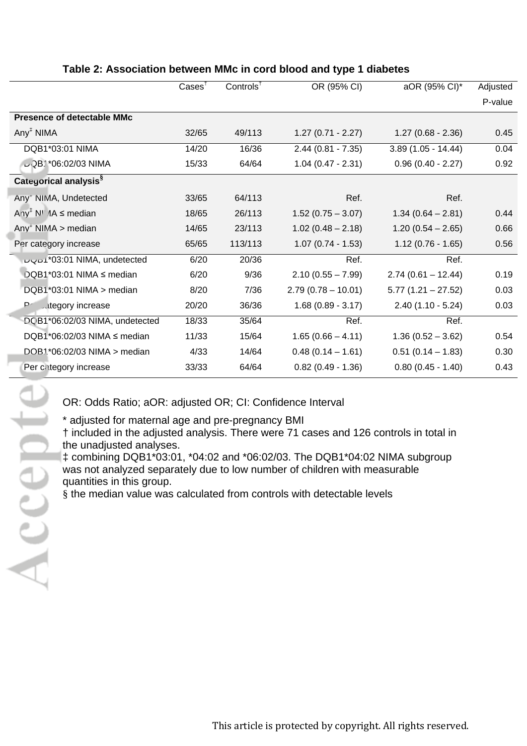**Table 2: Association between MMc in cord blood and type 1 diabetes**

| | Cases[†] | Controls[†] | OR (95% CI) | aOR (95% CI)* | Adjusted P-value |
|---|---|---|---|---|---|
| **Presence of detectable MMc** | | | | | |
| Any[‡] NIMA | 32/65 | 49/113 | 1.27 (0.71 - 2.27) | 1.27 (0.68 - 2.36) | 0.45 |
| DQB1*03:01 NIMA | 14/20 | 16/36 | 2.44 (0.81 - 7.35) | 3.89 (1.05 - 14.44) | 0.04 |
| DQB1*06:02/03 NIMA | 15/33 | 64/64 | 1.04 (0.47 - 2.31) | 0.96 (0.40 - 2.27) | 0.92 |
| **Categorical analysis[§]** | | | | | |
| Any[‡] NIMA, Undetected | 33/65 | 64/113 | Ref. | Ref. | |
| Any[‡] NIMA ≤ median | 18/65 | 26/113 | 1.52 (0.75 – 3.07) | 1.34 (0.64 – 2.81) | 0.44 |
| Any[‡] NIMA > median | 14/65 | 23/113 | 1.02 (0.48 – 2.18) | 1.20 (0.54 – 2.65) | 0.66 |
| Per category increase | 65/65 | 113/113 | 1.07 (0.74 - 1.53) | 1.12 (0.76 - 1.65) | 0.56 |
| DQB1*03:01 NIMA, undetected | 6/20 | 20/36 | Ref. | Ref. | |
| DQB1*03:01 NIMA ≤ median | 6/20 | 9/36 | 2.10 (0.55 – 7.99) | 2.74 (0.61 – 12.44) | 0.19 |
| DQB1*03:01 NIMA > median | 8/20 | 7/36 | 2.79 (0.78 – 10.01) | 5.77 (1.21 – 27.52) | 0.03 |
| Per category increase | 20/20 | 36/36 | 1.68 (0.89 - 3.17) | 2.40 (1.10 - 5.24) | 0.03 |
| DQB1*06:02/03 NIMA, undetected | 18/33 | 35/64 | Ref. | Ref. | |
| DQB1*06:02/03 NIMA ≤ median | 11/33 | 15/64 | 1.65 (0.66 – 4.11) | 1.36 (0.52 – 3.62) | 0.54 |
| DQB1*06:02/03 NIMA > median | 4/33 | 14/64 | 0.48 (0.14 – 1.61) | 0.51 (0.14 – 1.83) | 0.30 |
| Per category increase | 33/33 | 64/64 | 0.82 (0.49 - 1.36) | 0.80 (0.45 - 1.40) | 0.43 |

OR: Odds Ratio; aOR: adjusted OR; CI: Confidence Interval

\* adjusted for maternal age and pre-pregnancy BMI

† included in the adjusted analysis. There were 71 cases and 126 controls in total in the unadjusted analyses.

‡ combining DQB1*03:01, *04:02 and *06:02/03. The DQB1*04:02 NIMA subgroup was not analyzed separately due to low number of children with measurable quantities in this group.

§ the median value was calculated from controls with detectable levels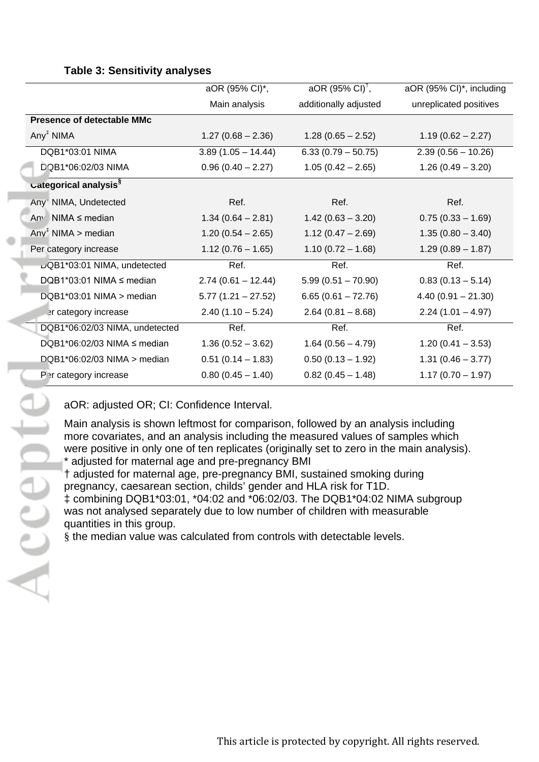**Table 3: Sensitivity analyses**

| | aOR (95% CI)*, Main analysis | aOR (95% CI)†, additionally adjusted | aOR (95% CI)*, including unreplicated positives |
|---|---|---|---|
| **Presence of detectable MMc** | | | |
| Any‡ NIMA | 1.27 (0.68 – 2.36) | 1.28 (0.65 – 2.52) | 1.19 (0.62 – 2.27) |
| DQB1*03:01 NIMA | 3.89 (1.05 – 14.44) | 6.33 (0.79 – 50.75) | 2.39 (0.56 – 10.26) |
| DQB1*06:02/03 NIMA | 0.96 (0.40 – 2.27) | 1.05 (0.42 – 2.65) | 1.26 (0.49 – 3.20) |
| **Categorical analysis§** | | | |
| Any‡ NIMA, Undetected | Ref. | Ref. | Ref. |
| Any‡ NIMA ≤ median | 1.34 (0.64 – 2.81) | 1.42 (0.63 – 3.20) | 0.75 (0.33 – 1.69) |
| Any‡ NIMA > median | 1.20 (0.54 – 2.65) | 1.12 (0.47 – 2.69) | 1.35 (0.80 – 3.40) |
| Per category increase | 1.12 (0.76 – 1.65) | 1.10 (0.72 – 1.68) | 1.29 (0.89 – 1.87) |
| DQB1*03:01 NIMA, undetected | Ref. | Ref. | Ref. |
| DQB1*03:01 NIMA ≤ median | 2.74 (0.61 – 12.44) | 5.99 (0.51 – 70.90) | 0.83 (0.13 – 5.14) |
| DQB1*03:01 NIMA > median | 5.77 (1.21 – 27.52) | 6.65 (0.61 – 72.76) | 4.40 (0.91 – 21.30) |
| Per category increase | 2.40 (1.10 – 5.24) | 2.64 (0.81 – 8.68) | 2.24 (1.01 – 4.97) |
| DQB1*06:02/03 NIMA, undetected | Ref. | Ref. | Ref. |
| DQB1*06:02/03 NIMA ≤ median | 1.36 (0.52 – 3.62) | 1.64 (0.56 – 4.79) | 1.20 (0.41 – 3.53) |
| DQB1*06:02/03 NIMA > median | 0.51 (0.14 – 1.83) | 0.50 (0.13 – 1.92) | 1.31 (0.46 – 3.77) |
| Per category increase | 0.80 (0.45 – 1.40) | 0.82 (0.45 – 1.48) | 1.17 (0.70 – 1.97) |

aOR: adjusted OR; CI: Confidence Interval.

Main analysis is shown leftmost for comparison, followed by an analysis including more covariates, and an analysis including the measured values of samples which were positive in only one of ten replicates (originally set to zero in the main analysis).
\* adjusted for maternal age and pre-pregnancy BMI
† adjusted for maternal age, pre-pregnancy BMI, sustained smoking during pregnancy, caesarean section, childs' gender and HLA risk for T1D.
‡ combining DQB1*03:01, *04:02 and *06:02/03. The DQB1*04:02 NIMA subgroup was not analysed separately due to low number of children with measurable quantities in this group.
§ the median value was calculated from controls with detectable levels.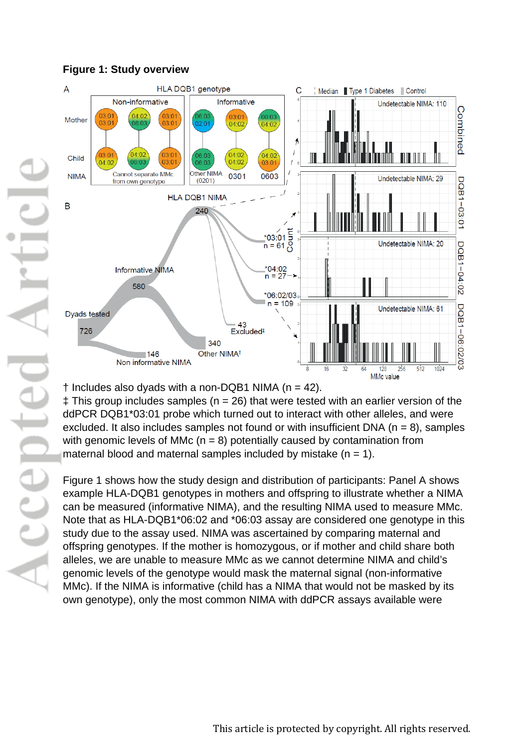**Figure 1: Study overview**

† Includes also dyads with a non-DQB1 NIMA (n = 42).

‡ This group includes samples (n = 26) that were tested with an earlier version of the ddPCR DQB1*03:01 probe which turned out to interact with other alleles, and were excluded. It also includes samples not found or with insufficient DNA (n = 8), samples with genomic levels of MMc (n = 8) potentially caused by contamination from maternal blood and maternal samples included by mistake (n = 1).

Figure 1 shows how the study design and distribution of participants: Panel A shows example HLA-DQB1 genotypes in mothers and offspring to illustrate whether a NIMA can be measured (informative NIMA), and the resulting NIMA used to measure MMc. Note that as HLA-DQB1*06:02 and *06:03 assay are considered one genotype in this study due to the assay used. NIMA was ascertained by comparing maternal and offspring genotypes. If the mother is homozygous, or if mother and child share both alleles, we are unable to measure MMc as we cannot determine NIMA and child's genomic levels of the genotype would mask the maternal signal (non-informative MMc). If the NIMA is informative (child has a NIMA that would not be masked by its own genotype), only the most common NIMA with ddPCR assays available were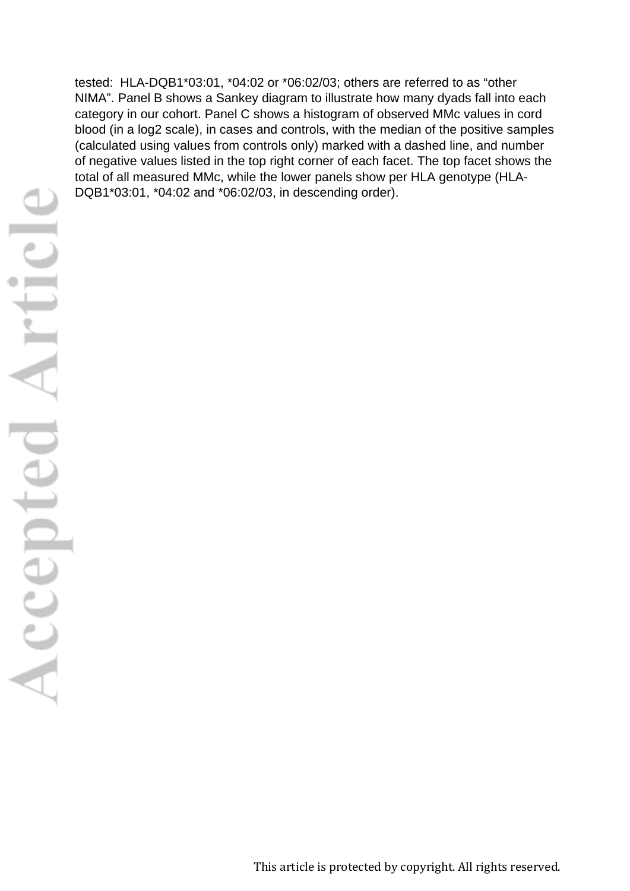tested: HLA-DQB1*03:01, *04:02 or *06:02/03; others are referred to as “other NIMA”. Panel B shows a Sankey diagram to illustrate how many dyads fall into each category in our cohort. Panel C shows a histogram of observed MMc values in cord blood (in a log2 scale), in cases and controls, with the median of the positive samples (calculated using values from controls only) marked with a dashed line, and number of negative values listed in the top right corner of each facet. The top facet shows the total of all measured MMc, while the lower panels show per HLA genotype (HLA-DQB1*03:01, *04:02 and *06:02/03, in descending order).